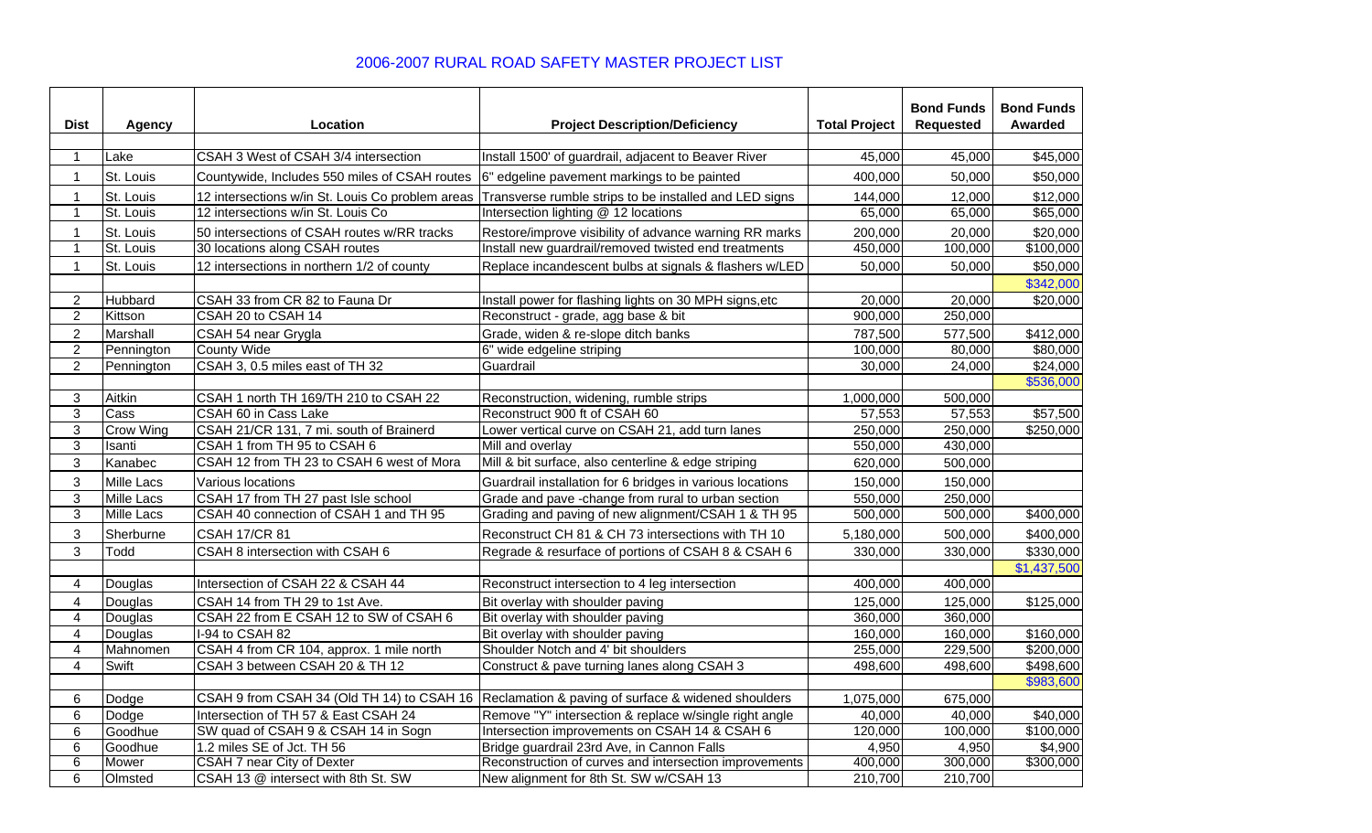# 2006-2007 RURAL ROAD SAFETY MASTER PROJECT LIST

| Dist | Agency | Location | Project Description/Deficiency | Total Project | Bond Funds Requested | Bond Funds Awarded |
|---|---|---|---|---|---|---|
| 1 | Lake | CSAH 3 West of CSAH 3/4 intersection | Install 1500' of guardrail, adjacent to Beaver River | 45,000 | 45,000 | $45,000 |
| 1 | St. Louis | Countywide, Includes 550 miles of CSAH routes | 6" edgeline pavement markings to be painted | 400,000 | 50,000 | $50,000 |
| 1 | St. Louis | 12 intersections w/in St. Louis Co problem areas | Transverse rumble strips to be installed and LED signs | 144,000 | 12,000 | $12,000 |
| 1 | St. Louis | 12 intersections w/in St. Louis Co | Intersection lighting @ 12 locations | 65,000 | 65,000 | $65,000 |
| 1 | St. Louis | 50 intersections of CSAH routes w/RR tracks | Restore/improve visibility of advance warning RR marks | 200,000 | 20,000 | $20,000 |
| 1 | St. Louis | 30 locations along CSAH routes | Install new guardrail/removed twisted end treatments | 450,000 | 100,000 | $100,000 |
| 1 | St. Louis | 12 intersections in northern 1/2 of county | Replace incandescent bulbs at signals & flashers w/LED | 50,000 | 50,000 | $50,000 |
| | | | | | | $342,000 |
| 2 | Hubbard | CSAH 33 from CR 82 to Fauna Dr | Install power for flashing lights on 30 MPH signs,etc | 20,000 | 20,000 | $20,000 |
| 2 | Kittson | CSAH 20 to CSAH 14 | Reconstruct - grade, agg base & bit | 900,000 | 250,000 | |
| 2 | Marshall | CSAH 54 near Grygla | Grade, widen & re-slope ditch banks | 787,500 | 577,500 | $412,000 |
| 2 | Pennington | County Wide | 6" wide edgeline striping | 100,000 | 80,000 | $80,000 |
| 2 | Pennington | CSAH 3, 0.5 miles east of TH 32 | Guardrail | 30,000 | 24,000 | $24,000 |
| | | | | | | $536,000 |
| 3 | Aitkin | CSAH 1 north TH 169/TH 210 to CSAH 22 | Reconstruction, widening, rumble strips | 1,000,000 | 500,000 | |
| 3 | Cass | CSAH 60 in Cass Lake | Reconstruct 900 ft of CSAH 60 | 57,553 | 57,553 | $57,500 |
| 3 | Crow Wing | CSAH 21/CR 131, 7 mi. south of Brainerd | Lower vertical curve on CSAH 21, add turn lanes | 250,000 | 250,000 | $250,000 |
| 3 | Isanti | CSAH 1 from TH 95 to CSAH 6 | Mill and overlay | 550,000 | 430,000 | |
| 3 | Kanabec | CSAH 12 from TH 23 to CSAH 6 west of Mora | Mill & bit surface, also centerline & edge striping | 620,000 | 500,000 | |
| 3 | Mille Lacs | Various locations | Guardrail installation for 6 bridges in various locations | 150,000 | 150,000 | |
| 3 | Mille Lacs | CSAH 17 from TH 27 past Isle school | Grade and pave -change from rural to urban section | 550,000 | 250,000 | |
| 3 | Mille Lacs | CSAH 40 connection of CSAH 1 and TH 95 | Grading and paving of new alignment/CSAH 1 & TH 95 | 500,000 | 500,000 | $400,000 |
| 3 | Sherburne | CSAH 17/CR 81 | Reconstruct CH 81 & CH 73 intersections with TH 10 | 5,180,000 | 500,000 | $400,000 |
| 3 | Todd | CSAH 8 intersection with CSAH 6 | Regrade & resurface of portions of CSAH 8 & CSAH 6 | 330,000 | 330,000 | $330,000 |
| | | | | | | $1,437,500 |
| 4 | Douglas | Intersection of CSAH 22 & CSAH 44 | Reconstruct intersection to 4 leg intersection | 400,000 | 400,000 | |
| 4 | Douglas | CSAH 14 from TH 29 to 1st Ave. | Bit overlay with shoulder paving | 125,000 | 125,000 | $125,000 |
| 4 | Douglas | CSAH 22 from E CSAH 12 to SW of CSAH 6 | Bit overlay with shoulder paving | 360,000 | 360,000 | |
| 4 | Douglas | I-94 to CSAH 82 | Bit overlay with shoulder paving | 160,000 | 160,000 | $160,000 |
| 4 | Mahnomen | CSAH 4 from CR 104, approx. 1 mile north | Shoulder Notch and 4' bit shoulders | 255,000 | 229,500 | $200,000 |
| 4 | Swift | CSAH 3 between CSAH 20 & TH 12 | Construct & pave turning lanes along CSAH 3 | 498,600 | 498,600 | $498,600 |
| | | | | | | $983,600 |
| 6 | Dodge | CSAH 9 from CSAH 34 (Old TH 14) to CSAH 16 | Reclamation & paving of surface & widened shoulders | 1,075,000 | 675,000 | |
| 6 | Dodge | Intersection of TH 57 & East CSAH 24 | Remove "Y" intersection & replace w/single right angle | 40,000 | 40,000 | $40,000 |
| 6 | Goodhue | SW quad of CSAH 9 & CSAH 14 in Sogn | Intersection improvements on CSAH 14 & CSAH 6 | 120,000 | 100,000 | $100,000 |
| 6 | Goodhue | 1.2 miles SE of Jct. TH 56 | Bridge guardrail 23rd Ave, in Cannon Falls | 4,950 | 4,950 | $4,900 |
| 6 | Mower | CSAH 7 near City of Dexter | Reconstruction of curves and intersection improvements | 400,000 | 300,000 | $300,000 |
| 6 | Olmsted | CSAH 13 @ intersect with 8th St. SW | New alignment for 8th St. SW w/CSAH 13 | 210,700 | 210,700 | |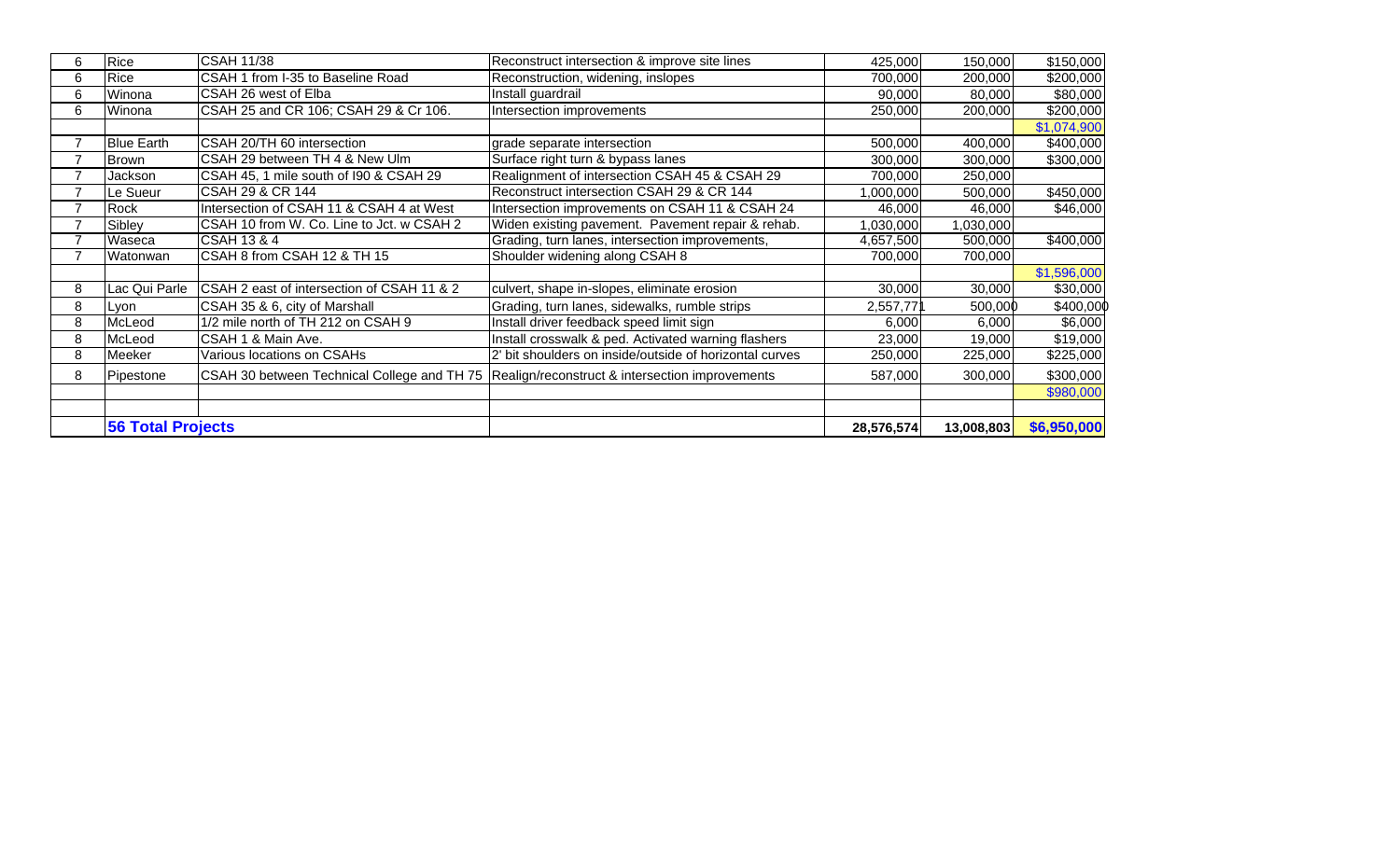| | | | | | | |
|---|---|---|---|---|---|---|
| 6 | Rice | CSAH 11/38 | Reconstruct intersection & improve site lines | 425,000 | 150,000 | $150,000 |
| 6 | Rice | CSAH 1 from I-35 to Baseline Road | Reconstruction, widening, inslopes | 700,000 | 200,000 | $200,000 |
| 6 | Winona | CSAH 26 west of Elba | Install guardrail | 90,000 | 80,000 | $80,000 |
| 6 | Winona | CSAH 25 and CR 106; CSAH 29 & Cr 106. | Intersection improvements | 250,000 | 200,000 | $200,000 |
| | | | | | | $1,074,900 |
| 7 | Blue Earth | CSAH 20/TH 60 intersection | grade separate intersection | 500,000 | 400,000 | $400,000 |
| 7 | Brown | CSAH 29 between TH 4 & New Ulm | Surface right turn & bypass lanes | 300,000 | 300,000 | $300,000 |
| 7 | Jackson | CSAH 45, 1 mile south of I90 & CSAH 29 | Realignment of intersection CSAH 45 & CSAH 29 | 700,000 | 250,000 | |
| 7 | Le Sueur | CSAH 29 & CR 144 | Reconstruct intersection CSAH 29 & CR 144 | 1,000,000 | 500,000 | $450,000 |
| 7 | Rock | Intersection of CSAH 11 & CSAH 4 at West | Intersection improvements on CSAH 11 & CSAH 24 | 46,000 | 46,000 | $46,000 |
| 7 | Sibley | CSAH 10 from W. Co. Line to Jct. w CSAH 2 | Widen existing pavement. Pavement repair & rehab. | 1,030,000 | 1,030,000 | |
| 7 | Waseca | CSAH 13 & 4 | Grading, turn lanes, intersection improvements, | 4,657,500 | 500,000 | $400,000 |
| 7 | Watonwan | CSAH 8 from CSAH 12 & TH 15 | Shoulder widening along CSAH 8 | 700,000 | 700,000 | |
| | | | | | | $1,596,000 |
| 8 | Lac Qui Parle | CSAH 2 east of intersection of CSAH 11 & 2 | culvert, shape in-slopes, eliminate erosion | 30,000 | 30,000 | $30,000 |
| 8 | Lyon | CSAH 35 & 6, city of Marshall | Grading, turn lanes, sidewalks, rumble strips | 2,557,771 | 500,000 | $400,000 |
| 8 | McLeod | 1/2 mile north of TH 212 on CSAH 9 | Install driver feedback speed limit sign | 6,000 | 6,000 | $6,000 |
| 8 | McLeod | CSAH 1 & Main Ave. | Install crosswalk & ped. Activated warning flashers | 23,000 | 19,000 | $19,000 |
| 8 | Meeker | Various locations on CSAHs | 2' bit shoulders on inside/outside of horizontal curves | 250,000 | 225,000 | $225,000 |
| 8 | Pipestone | CSAH 30 between Technical College and TH 75 | Realign/reconstruct & intersection improvements | 587,000 | 300,000 | $300,000 |
| | | | | | | $980,000 |
| | | | | | | |
| | **56 Total Projects** | | | **28,576,574** | **13,008,803** | **$6,950,000** |